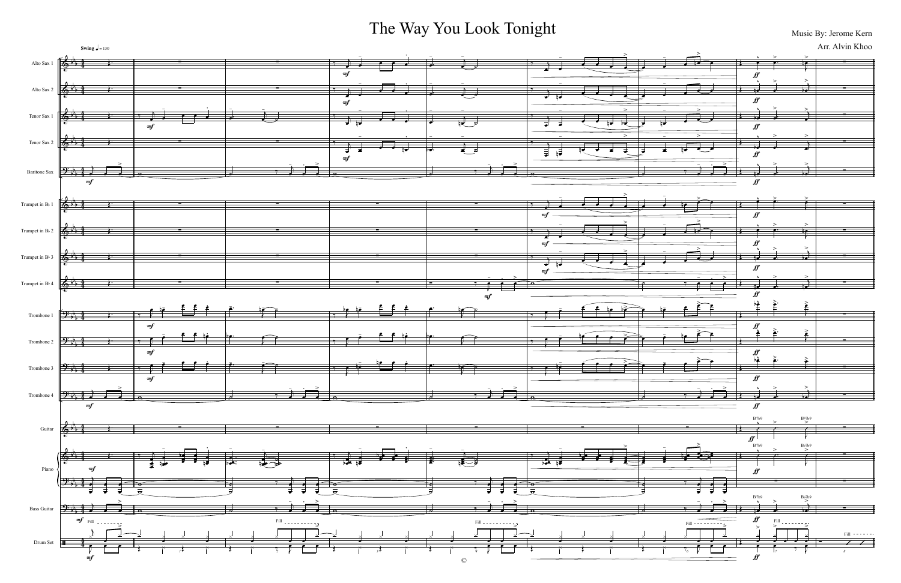# The Way You Look Tonight

Music By: Jerome Kern

Arr. Alvin Khoo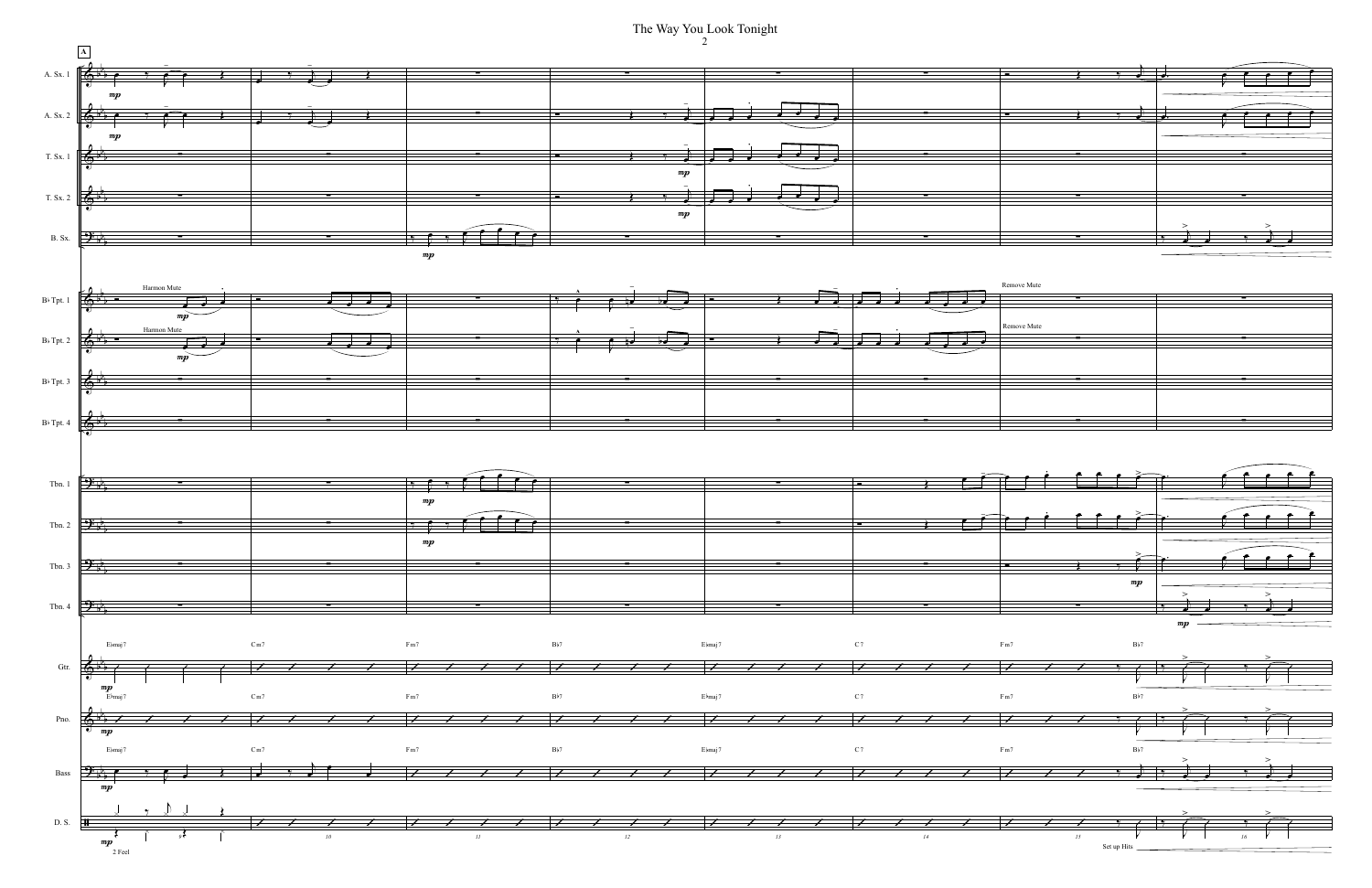# The Way You Look Tonight

**A**

A. Sx. 1 — *mp*

A. Sx. 2 — *mp*

T. Sx. 1 — *mp*

T. Sx. 2 — *mp*

B. Sx. — *mp*

B♭ Tpt. 1 — Harmon Mute, *mp* — Remove Mute

B♭ Tpt. 2 — Harmon Mute, *mp* — Remove Mute

B♭ Tpt. 3

B♭ Tpt. 4

Tbn. 1 — *mp*

Tbn. 2 — *mp*

Tbn. 3 — *mp*

Tbn. 4 — *mp*

Gtr. — E♭maj7 | Cm7 | Fm7 | B♭7 | E♭maj7 | C7 | Fm7 B♭7 — *mp*

Pno. — E♭maj7 | Cm7 | Fm7 | B♭7 | E♭maj7 | C7 | Fm7 B♭7 — *mp*

Bass — E♭maj7 | Cm7 | Fm7 | B♭7 | E♭maj7 | C7 | Fm7 B♭7 — *mp*

D. S. — *mp* — 2 Feel — Set up Hits

10 11 12 13 14 15 16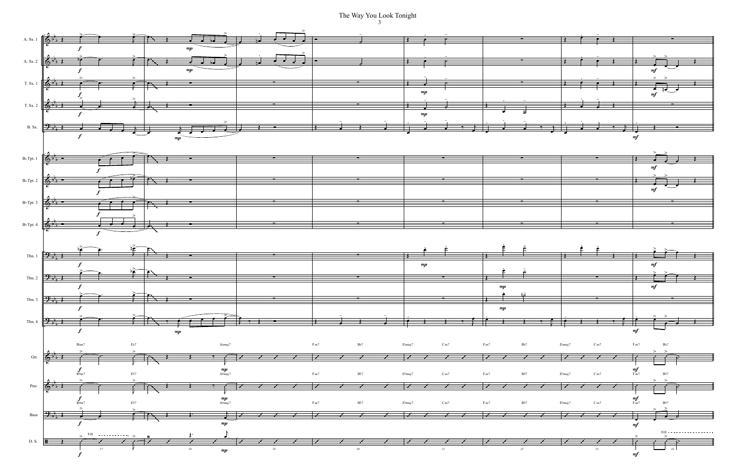# The Way You Look Tonight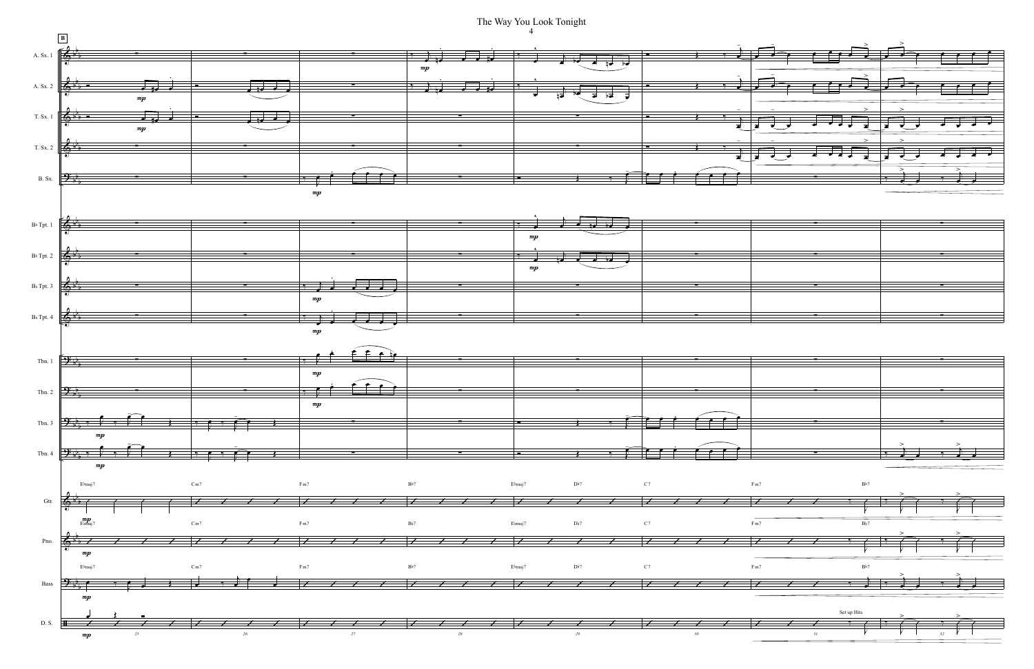# The Way You Look Tonight

**B**

A. Sx. 1, A. Sx. 2, T. Sx. 1, T. Sx. 2, B. Sx.

B♭ Tpt. 1, B♭ Tpt. 2, B♭ Tpt. 3, B♭ Tpt. 4

Tbn. 1, Tbn. 2, Tbn. 3, Tbn. 4

Gtr.: E♭maj7 | Cm7 | Fm7 | B♭7 | E♭maj7 D♭7 | C7 | Fm7 B♭7 |

Pno.: E♭maj7 | Cm7 | Fm7 | B♭7 | E♭maj7 D♭7 | C7 | Fm7 B♭7 |

Bass: E♭maj7 | Cm7 | Fm7 | B♭7 | E♭maj7 D♭7 | C7 | Fm7 B♭7 |

D. S.: Set up Hits

*mp*

25 26 27 28 29 30 31 32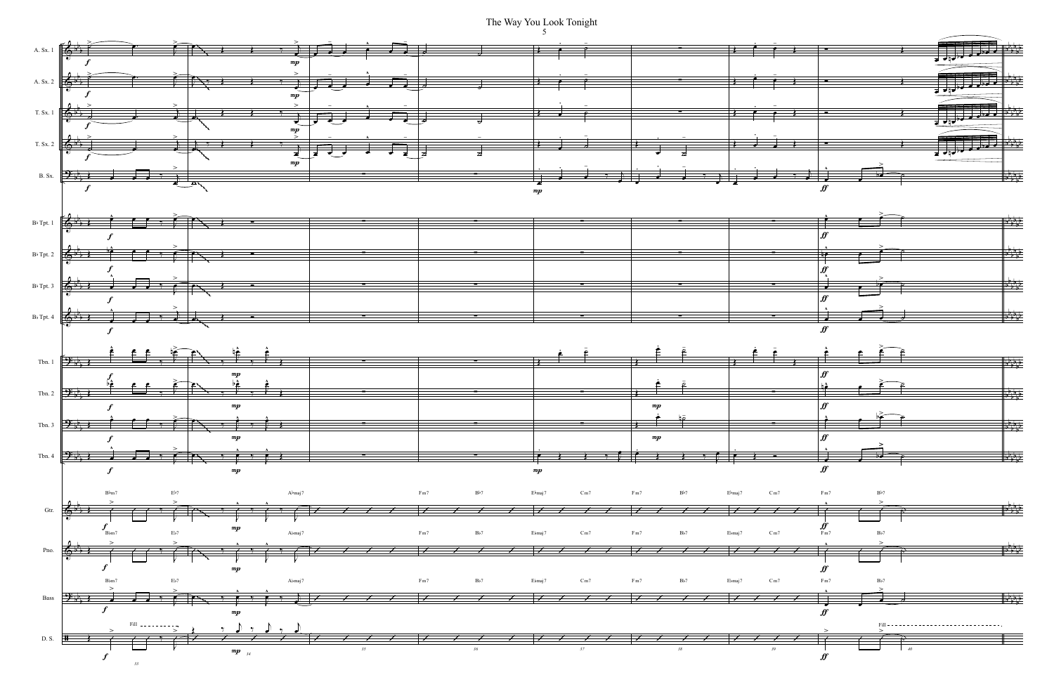# The Way You Look Tonight